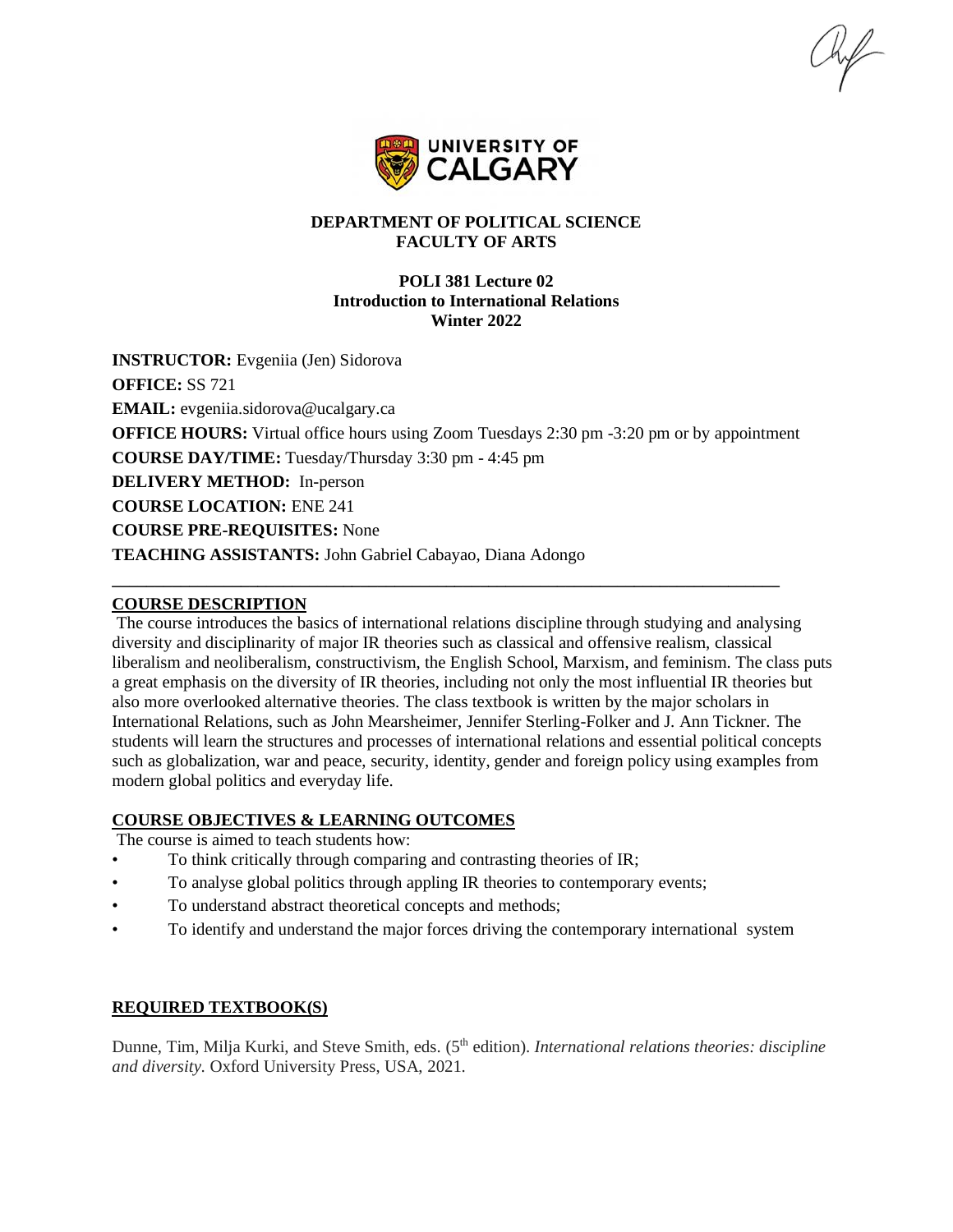**DEPARTMENT OF POLITICAL SCIENCE**
**FACULTY OF ARTS**

**POLI 381 Lecture 02**
**Introduction to International Relations**
**Winter 2022**

**INSTRUCTOR:** Evgeniia (Jen) Sidorova
**OFFICE:** SS 721
**EMAIL:** evgeniia.sidorova@ucalgary.ca
**OFFICE HOURS:** Virtual office hours using Zoom Tuesdays 2:30 pm -3:20 pm or by appointment
**COURSE DAY/TIME:** Tuesday/Thursday 3:30 pm - 4:45 pm
**DELIVERY METHOD:** In-person
**COURSE LOCATION:** ENE 241
**COURSE PRE-REQUISITES:** None
**TEACHING ASSISTANTS:** John Gabriel Cabayao, Diana Adongo

---

## COURSE DESCRIPTION

The course introduces the basics of international relations discipline through studying and analysing diversity and disciplinarity of major IR theories such as classical and offensive realism, classical liberalism and neoliberalism, constructivism, the English School, Marxism, and feminism. The class puts a great emphasis on the diversity of IR theories, including not only the most influential IR theories but also more overlooked alternative theories. The class textbook is written by the major scholars in International Relations, such as John Mearsheimer, Jennifer Sterling-Folker and J. Ann Tickner. The students will learn the structures and processes of international relations and essential political concepts such as globalization, war and peace, security, identity, gender and foreign policy using examples from modern global politics and everyday life.

## COURSE OBJECTIVES & LEARNING OUTCOMES

The course is aimed to teach students how:

- To think critically through comparing and contrasting theories of IR;
- To analyse global politics through appling IR theories to contemporary events;
- To understand abstract theoretical concepts and methods;
- To identify and understand the major forces driving the contemporary international system

## REQUIRED TEXTBOOK(S)

Dunne, Tim, Milja Kurki, and Steve Smith, eds. (5th edition). *International relations theories: discipline and diversity.* Oxford University Press, USA, 2021.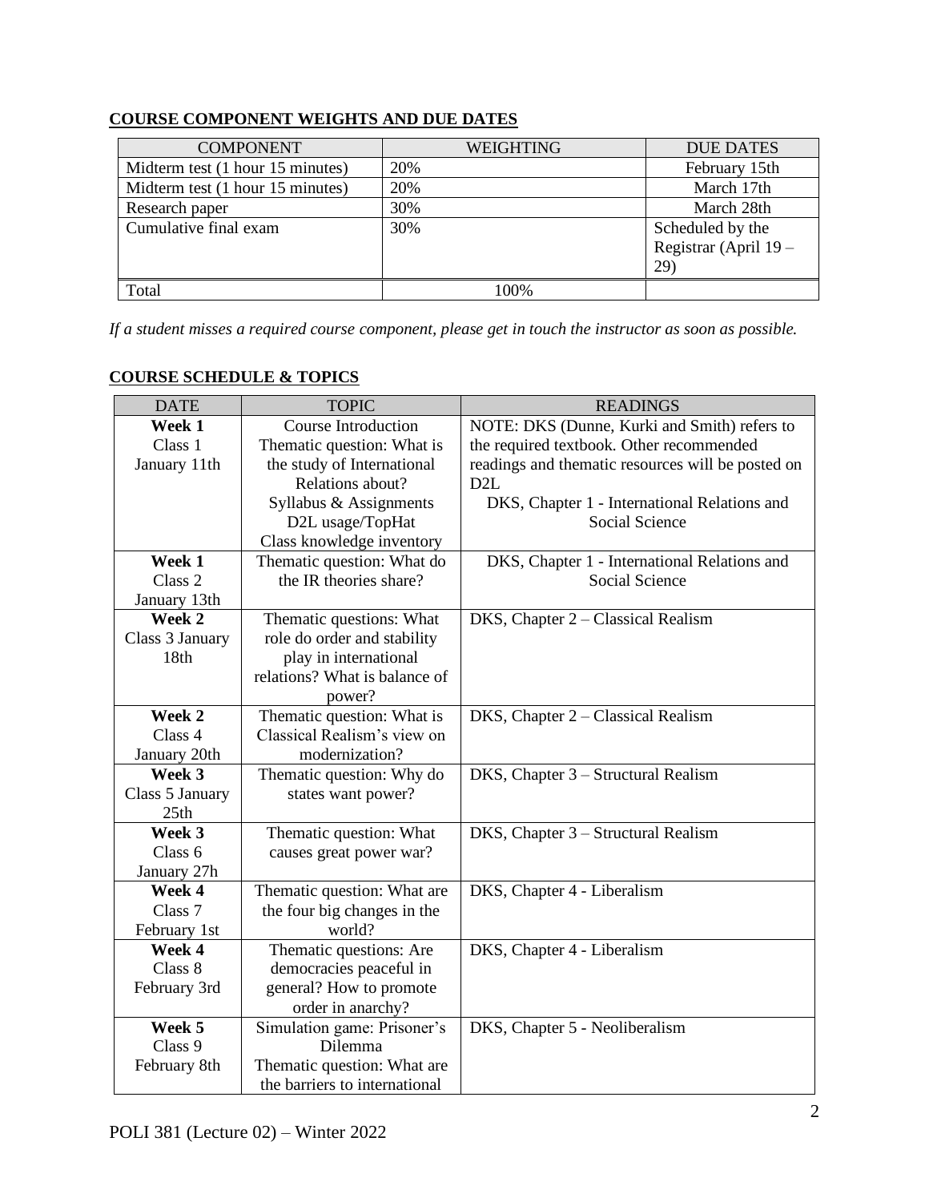## COURSE COMPONENT WEIGHTS AND DUE DATES

| COMPONENT | WEIGHTING | DUE DATES |
|---|---|---|
| Midterm test (1 hour 15 minutes) | 20% | February 15th |
| Midterm test (1 hour 15 minutes) | 20% | March 17th |
| Research paper | 30% | March 28th |
| Cumulative final exam | 30% | Scheduled by the Registrar (April 19 – 29) |
| Total | 100% | |

*If a student misses a required course component, please get in touch the instructor as soon as possible.*

## COURSE SCHEDULE & TOPICS

| DATE | TOPIC | READINGS |
|---|---|---|
| **Week 1** Class 1 January 11th | Course Introduction Thematic question: What is the study of International Relations about? Syllabus & Assignments D2L usage/TopHat Class knowledge inventory | NOTE: DKS (Dunne, Kurki and Smith) refers to the required textbook. Other recommended readings and thematic resources will be posted on D2L DKS, Chapter 1 - International Relations and Social Science |
| **Week 1** Class 2 January 13th | Thematic question: What do the IR theories share? | DKS, Chapter 1 - International Relations and Social Science |
| **Week 2** Class 3 January 18th | Thematic questions: What role do order and stability play in international relations? What is balance of power? | DKS, Chapter 2 – Classical Realism |
| **Week 2** Class 4 January 20th | Thematic question: What is Classical Realism's view on modernization? | DKS, Chapter 2 – Classical Realism |
| **Week 3** Class 5 January 25th | Thematic question: Why do states want power? | DKS, Chapter 3 – Structural Realism |
| **Week 3** Class 6 January 27h | Thematic question: What causes great power war? | DKS, Chapter 3 – Structural Realism |
| **Week 4** Class 7 February 1st | Thematic question: What are the four big changes in the world? | DKS, Chapter 4 - Liberalism |
| **Week 4** Class 8 February 3rd | Thematic questions: Are democracies peaceful in general? How to promote order in anarchy? | DKS, Chapter 4 - Liberalism |
| **Week 5** Class 9 February 8th | Simulation game: Prisoner's Dilemma Thematic question: What are the barriers to international | DKS, Chapter 5 - Neoliberalism |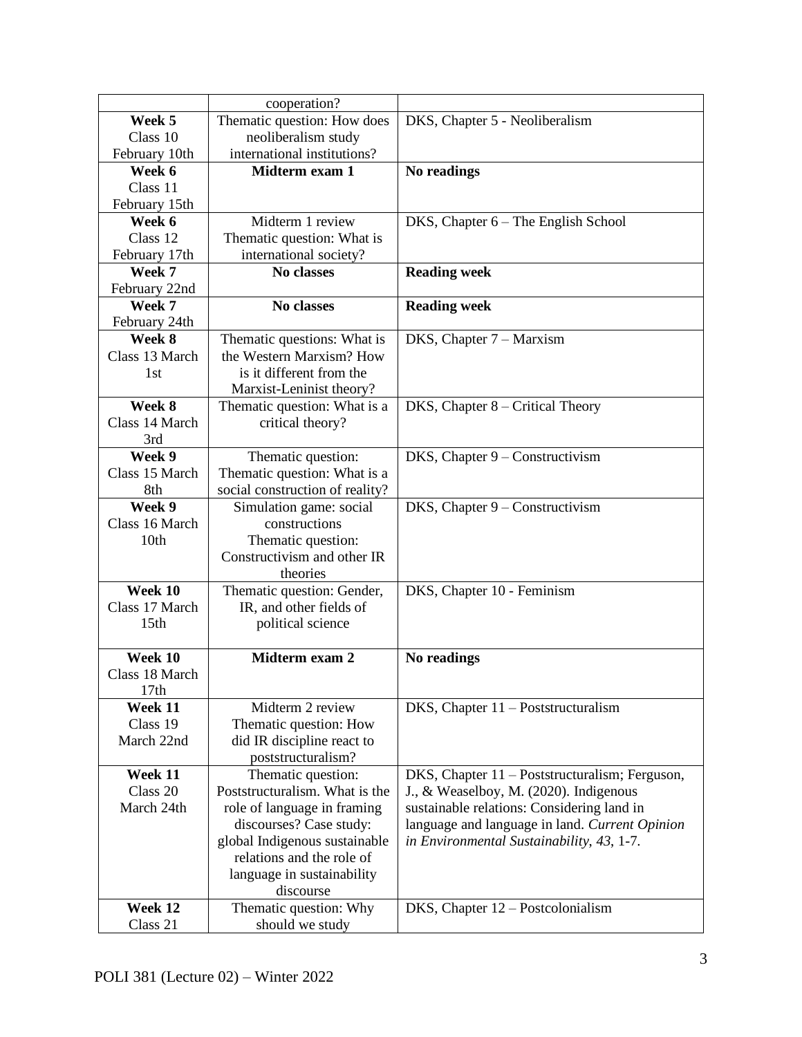| | | |
|---|---|---|
| | cooperation? | |
| **Week 5** Class 10 February 10th | Thematic question: How does neoliberalism study international institutions? | DKS, Chapter 5 - Neoliberalism |
| **Week 6** Class 11 February 15th | **Midterm exam 1** | **No readings** |
| **Week 6** Class 12 February 17th | Midterm 1 review Thematic question: What is international society? | DKS, Chapter 6 – The English School |
| **Week 7** February 22nd | **No classes** | **Reading week** |
| **Week 7** February 24th | **No classes** | **Reading week** |
| **Week 8** Class 13 March 1st | Thematic questions: What is the Western Marxism? How is it different from the Marxist-Leninist theory? | DKS, Chapter 7 – Marxism |
| **Week 8** Class 14 March 3rd | Thematic question: What is a critical theory? | DKS, Chapter 8 – Critical Theory |
| **Week 9** Class 15 March 8th | Thematic question: Thematic question: What is a social construction of reality? | DKS, Chapter 9 – Constructivism |
| **Week 9** Class 16 March 10th | Simulation game: social constructions Thematic question: Constructivism and other IR theories | DKS, Chapter 9 – Constructivism |
| **Week 10** Class 17 March 15th | Thematic question: Gender, IR, and other fields of political science | DKS, Chapter 10 - Feminism |
| **Week 10** Class 18 March 17th | **Midterm exam 2** | **No readings** |
| **Week 11** Class 19 March 22nd | Midterm 2 review Thematic question: How did IR discipline react to poststructuralism? | DKS, Chapter 11 – Poststructuralism |
| **Week 11** Class 20 March 24th | Thematic question: Poststructuralism. What is the role of language in framing discourses? Case study: global Indigenous sustainable relations and the role of language in sustainability discourse | DKS, Chapter 11 – Poststructuralism; Ferguson, J., & Weaselboy, M. (2020). Indigenous sustainable relations: Considering land in language and language in land. *Current Opinion in Environmental Sustainability*, *43*, 1-7. |
| **Week 12** Class 21 | Thematic question: Why should we study | DKS, Chapter 12 – Postcolonialism |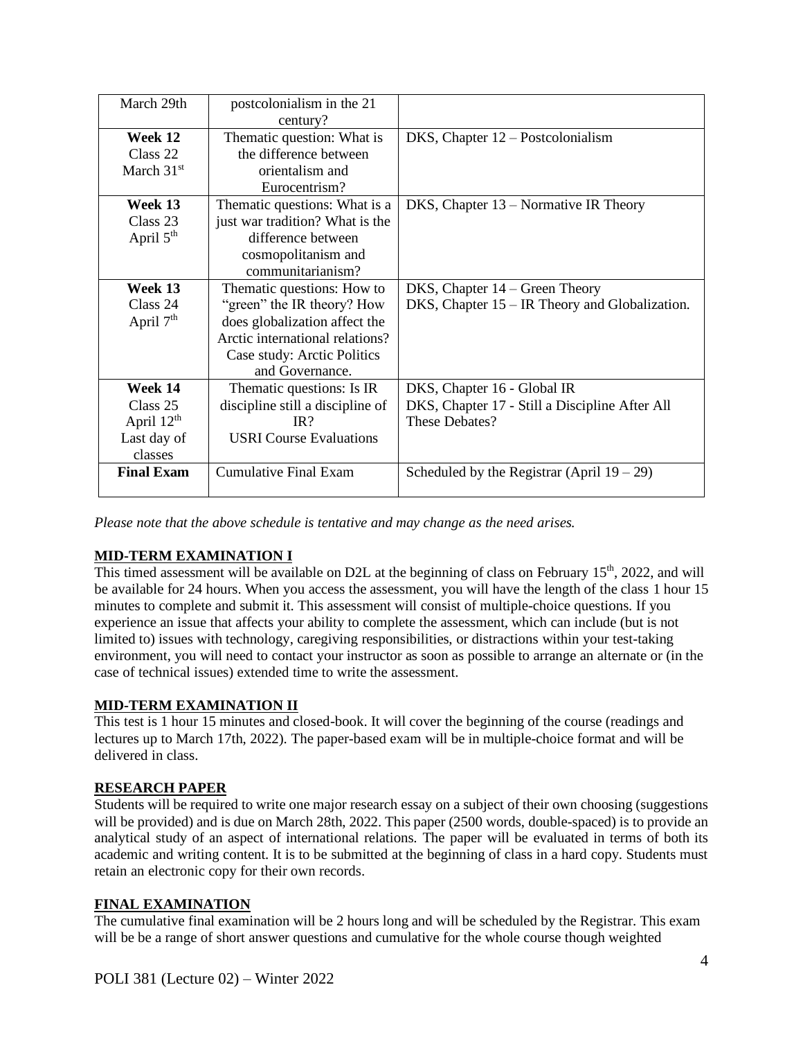| | | |
|---|---|---|
| March 29th | postcolonialism in the 21 century? | |
| **Week 12**<br>Class 22<br>March 31st | Thematic question: What is the difference between orientalism and Eurocentrism? | DKS, Chapter 12 – Postcolonialism |
| **Week 13**<br>Class 23<br>April 5th | Thematic questions: What is a just war tradition? What is the difference between cosmopolitanism and communitarianism? | DKS, Chapter 13 – Normative IR Theory |
| **Week 13**<br>Class 24<br>April 7th | Thematic questions: How to "green" the IR theory? How does globalization affect the Arctic international relations? Case study: Arctic Politics and Governance. | DKS, Chapter 14 – Green Theory<br>DKS, Chapter 15 – IR Theory and Globalization. |
| **Week 14**<br>Class 25<br>April 12th<br>Last day of classes | Thematic questions: Is IR discipline still a discipline of IR?<br>USRI Course Evaluations | DKS, Chapter 16 - Global IR<br>DKS, Chapter 17 - Still a Discipline After All These Debates? |
| **Final Exam** | Cumulative Final Exam | Scheduled by the Registrar (April 19 – 29) |

*Please note that the above schedule is tentative and may change as the need arises.*

**MID-TERM EXAMINATION I**

This timed assessment will be available on D2L at the beginning of class on February 15th, 2022, and will be available for 24 hours. When you access the assessment, you will have the length of the class 1 hour 15 minutes to complete and submit it. This assessment will consist of multiple-choice questions. If you experience an issue that affects your ability to complete the assessment, which can include (but is not limited to) issues with technology, caregiving responsibilities, or distractions within your test-taking environment, you will need to contact your instructor as soon as possible to arrange an alternate or (in the case of technical issues) extended time to write the assessment.

**MID-TERM EXAMINATION II**

This test is 1 hour 15 minutes and closed-book. It will cover the beginning of the course (readings and lectures up to March 17th, 2022). The paper-based exam will be in multiple-choice format and will be delivered in class.

**RESEARCH PAPER**

Students will be required to write one major research essay on a subject of their own choosing (suggestions will be provided) and is due on March 28th, 2022. This paper (2500 words, double-spaced) is to provide an analytical study of an aspect of international relations. The paper will be evaluated in terms of both its academic and writing content. It is to be submitted at the beginning of class in a hard copy. Students must retain an electronic copy for their own records.

**FINAL EXAMINATION**

The cumulative final examination will be 2 hours long and will be scheduled by the Registrar. This exam will be be a range of short answer questions and cumulative for the whole course though weighted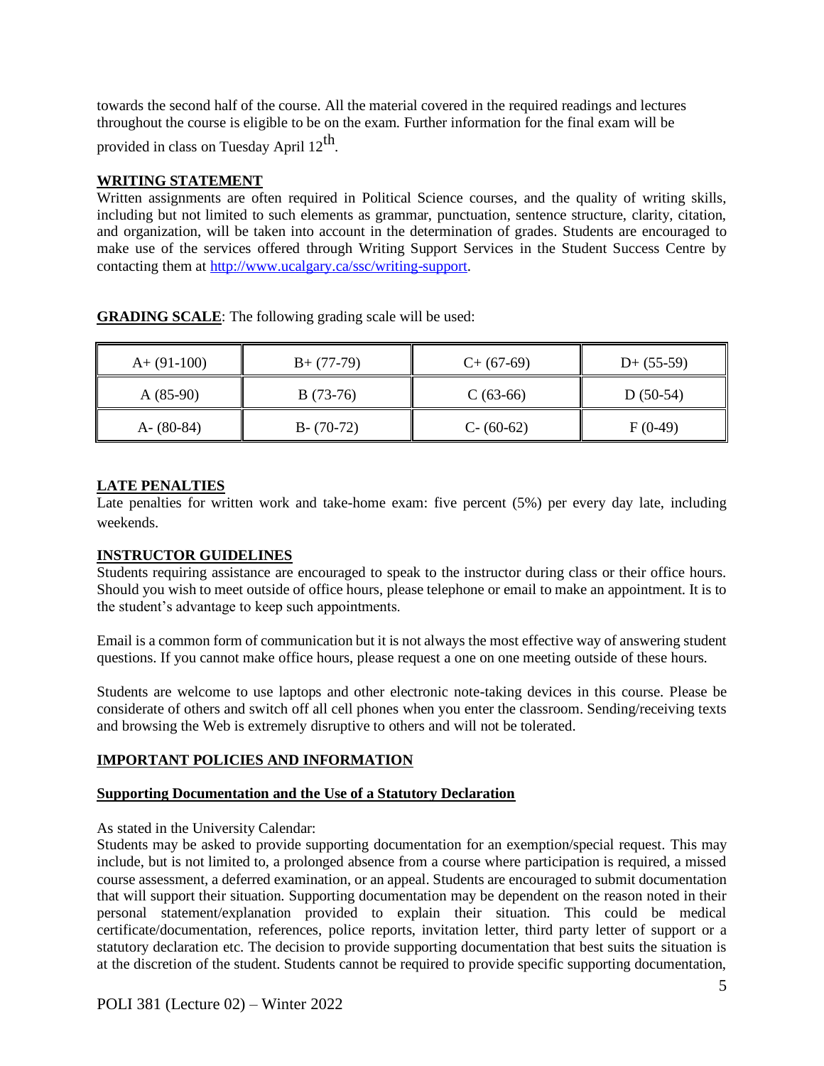towards the second half of the course. All the material covered in the required readings and lectures throughout the course is eligible to be on the exam. Further information for the final exam will be provided in class on Tuesday April 12th.

**WRITING STATEMENT**

Written assignments are often required in Political Science courses, and the quality of writing skills, including but not limited to such elements as grammar, punctuation, sentence structure, clarity, citation, and organization, will be taken into account in the determination of grades. Students are encouraged to make use of the services offered through Writing Support Services in the Student Success Centre by contacting them at [http://www.ucalgary.ca/ssc/writing-support](http://www.ucalgary.ca/ssc/writing-support).

**GRADING SCALE**: The following grading scale will be used:

| | | | |
|---|---|---|---|
| A+ (91-100) | B+ (77-79) | C+ (67-69) | D+ (55-59) |
| A (85-90) | B (73-76) | C (63-66) | D (50-54) |
| A- (80-84) | B- (70-72) | C- (60-62) | F (0-49) |

**LATE PENALTIES**

Late penalties for written work and take-home exam: five percent (5%) per every day late, including weekends.

**INSTRUCTOR GUIDELINES**

Students requiring assistance are encouraged to speak to the instructor during class or their office hours. Should you wish to meet outside of office hours, please telephone or email to make an appointment. It is to the student's advantage to keep such appointments.

Email is a common form of communication but it is not always the most effective way of answering student questions. If you cannot make office hours, please request a one on one meeting outside of these hours.

Students are welcome to use laptops and other electronic note-taking devices in this course. Please be considerate of others and switch off all cell phones when you enter the classroom. Sending/receiving texts and browsing the Web is extremely disruptive to others and will not be tolerated.

**IMPORTANT POLICIES AND INFORMATION**

**Supporting Documentation and the Use of a Statutory Declaration**

As stated in the University Calendar:

Students may be asked to provide supporting documentation for an exemption/special request. This may include, but is not limited to, a prolonged absence from a course where participation is required, a missed course assessment, a deferred examination, or an appeal. Students are encouraged to submit documentation that will support their situation. Supporting documentation may be dependent on the reason noted in their personal statement/explanation provided to explain their situation. This could be medical certificate/documentation, references, police reports, invitation letter, third party letter of support or a statutory declaration etc. The decision to provide supporting documentation that best suits the situation is at the discretion of the student. Students cannot be required to provide specific supporting documentation,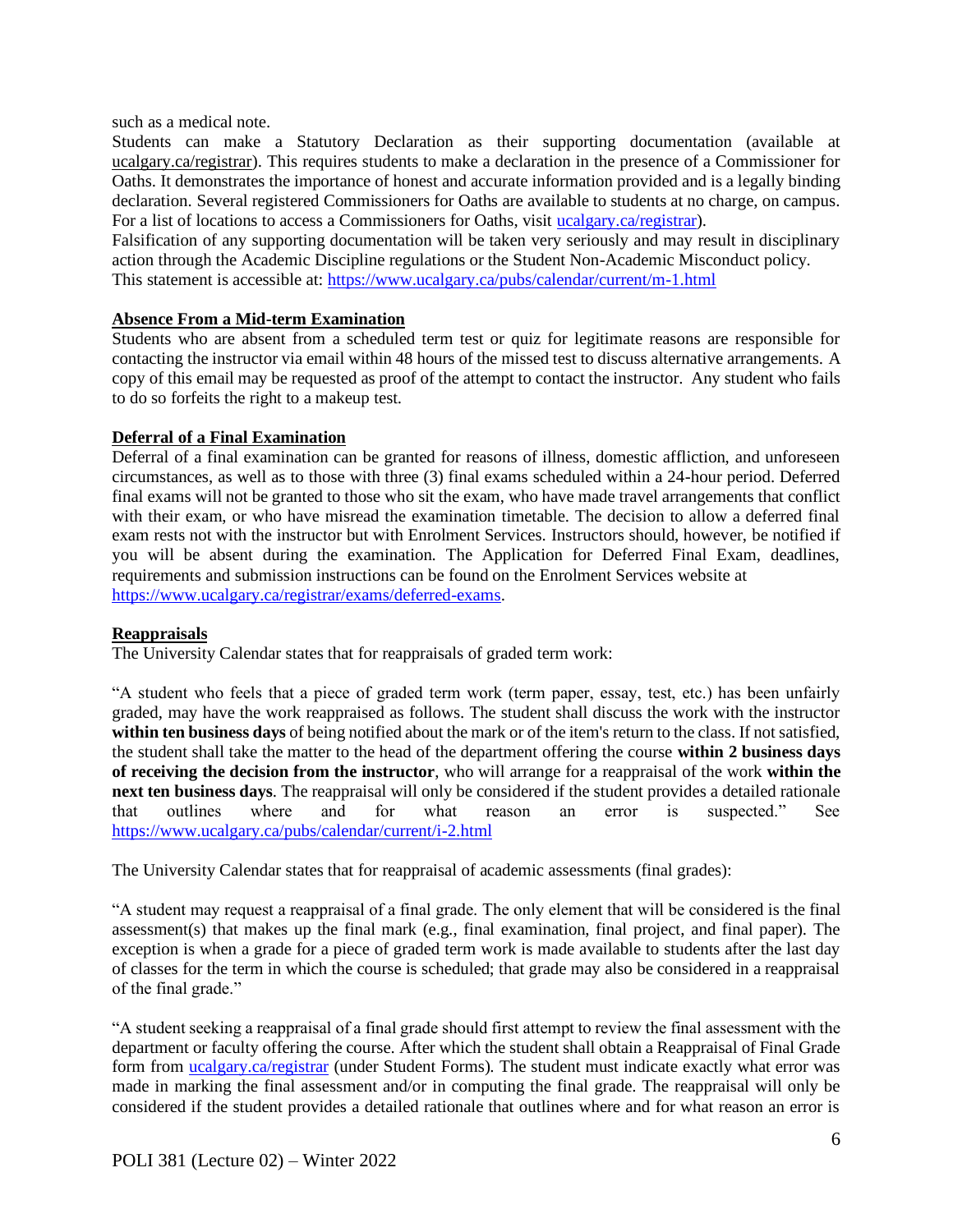such as a medical note.

Students can make a Statutory Declaration as their supporting documentation (available at [ucalgary.ca/registrar](ucalgary.ca/registrar)). This requires students to make a declaration in the presence of a Commissioner for Oaths. It demonstrates the importance of honest and accurate information provided and is a legally binding declaration. Several registered Commissioners for Oaths are available to students at no charge, on campus. For a list of locations to access a Commissioners for Oaths, visit [ucalgary.ca/registrar](ucalgary.ca/registrar)).

Falsification of any supporting documentation will be taken very seriously and may result in disciplinary action through the Academic Discipline regulations or the Student Non-Academic Misconduct policy.

This statement is accessible at: https://www.ucalgary.ca/pubs/calendar/current/m-1.html

### Absence From a Mid-term Examination

Students who are absent from a scheduled term test or quiz for legitimate reasons are responsible for contacting the instructor via email within 48 hours of the missed test to discuss alternative arrangements. A copy of this email may be requested as proof of the attempt to contact the instructor. Any student who fails to do so forfeits the right to a makeup test.

### Deferral of a Final Examination

Deferral of a final examination can be granted for reasons of illness, domestic affliction, and unforeseen circumstances, as well as to those with three (3) final exams scheduled within a 24-hour period. Deferred final exams will not be granted to those who sit the exam, who have made travel arrangements that conflict with their exam, or who have misread the examination timetable. The decision to allow a deferred final exam rests not with the instructor but with Enrolment Services. Instructors should, however, be notified if you will be absent during the examination. The Application for Deferred Final Exam, deadlines, requirements and submission instructions can be found on the Enrolment Services website at https://www.ucalgary.ca/registrar/exams/deferred-exams.

### Reappraisals

The University Calendar states that for reappraisals of graded term work:

"A student who feels that a piece of graded term work (term paper, essay, test, etc.) has been unfairly graded, may have the work reappraised as follows. The student shall discuss the work with the instructor **within ten business days** of being notified about the mark or of the item's return to the class. If not satisfied, the student shall take the matter to the head of the department offering the course **within 2 business days of receiving the decision from the instructor**, who will arrange for a reappraisal of the work **within the next ten business days**. The reappraisal will only be considered if the student provides a detailed rationale that outlines where and for what reason an error is suspected." See https://www.ucalgary.ca/pubs/calendar/current/i-2.html

The University Calendar states that for reappraisal of academic assessments (final grades):

"A student may request a reappraisal of a final grade. The only element that will be considered is the final assessment(s) that makes up the final mark (e.g., final examination, final project, and final paper). The exception is when a grade for a piece of graded term work is made available to students after the last day of classes for the term in which the course is scheduled; that grade may also be considered in a reappraisal of the final grade."

"A student seeking a reappraisal of a final grade should first attempt to review the final assessment with the department or faculty offering the course. After which the student shall obtain a Reappraisal of Final Grade form from [ucalgary.ca/registrar](ucalgary.ca/registrar) (under Student Forms). The student must indicate exactly what error was made in marking the final assessment and/or in computing the final grade. The reappraisal will only be considered if the student provides a detailed rationale that outlines where and for what reason an error is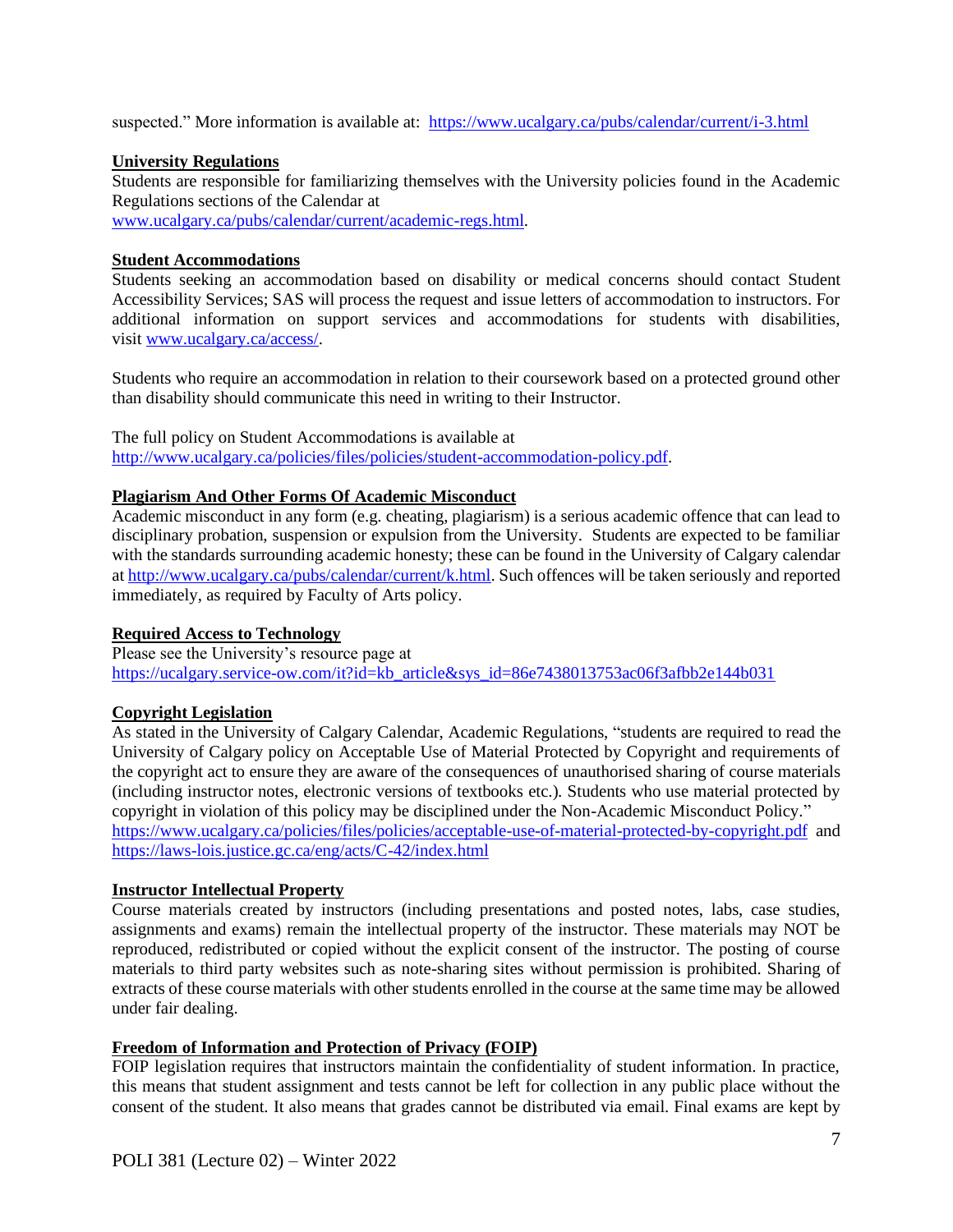suspected." More information is available at: https://www.ucalgary.ca/pubs/calendar/current/i-3.html

**University Regulations**

Students are responsible for familiarizing themselves with the University policies found in the Academic Regulations sections of the Calendar at www.ucalgary.ca/pubs/calendar/current/academic-regs.html.

**Student Accommodations**

Students seeking an accommodation based on disability or medical concerns should contact Student Accessibility Services; SAS will process the request and issue letters of accommodation to instructors. For additional information on support services and accommodations for students with disabilities, visit www.ucalgary.ca/access/.

Students who require an accommodation in relation to their coursework based on a protected ground other than disability should communicate this need in writing to their Instructor.

The full policy on Student Accommodations is available at http://www.ucalgary.ca/policies/files/policies/student-accommodation-policy.pdf.

**Plagiarism And Other Forms Of Academic Misconduct**

Academic misconduct in any form (e.g. cheating, plagiarism) is a serious academic offence that can lead to disciplinary probation, suspension or expulsion from the University. Students are expected to be familiar with the standards surrounding academic honesty; these can be found in the University of Calgary calendar at http://www.ucalgary.ca/pubs/calendar/current/k.html. Such offences will be taken seriously and reported immediately, as required by Faculty of Arts policy.

**Required Access to Technology**

Please see the University's resource page at https://ucalgary.service-ow.com/it?id=kb_article&sys_id=86e7438013753ac06f3afbb2e144b031

**Copyright Legislation**

As stated in the University of Calgary Calendar, Academic Regulations, "students are required to read the University of Calgary policy on Acceptable Use of Material Protected by Copyright and requirements of the copyright act to ensure they are aware of the consequences of unauthorised sharing of course materials (including instructor notes, electronic versions of textbooks etc.). Students who use material protected by copyright in violation of this policy may be disciplined under the Non-Academic Misconduct Policy." https://www.ucalgary.ca/policies/files/policies/acceptable-use-of-material-protected-by-copyright.pdf and https://laws-lois.justice.gc.ca/eng/acts/C-42/index.html

**Instructor Intellectual Property**

Course materials created by instructors (including presentations and posted notes, labs, case studies, assignments and exams) remain the intellectual property of the instructor. These materials may NOT be reproduced, redistributed or copied without the explicit consent of the instructor. The posting of course materials to third party websites such as note-sharing sites without permission is prohibited. Sharing of extracts of these course materials with other students enrolled in the course at the same time may be allowed under fair dealing.

**Freedom of Information and Protection of Privacy (FOIP)**

FOIP legislation requires that instructors maintain the confidentiality of student information. In practice, this means that student assignment and tests cannot be left for collection in any public place without the consent of the student. It also means that grades cannot be distributed via email. Final exams are kept by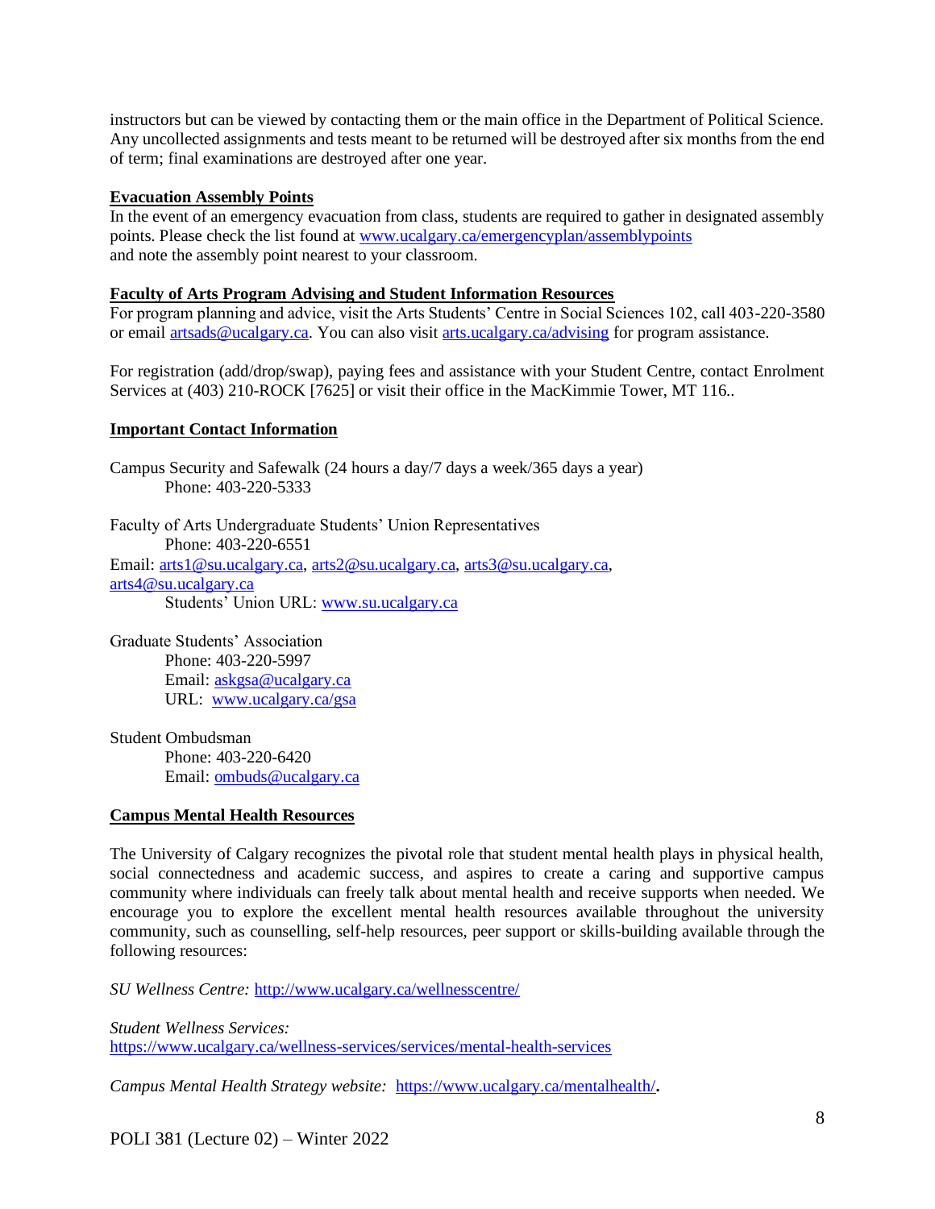instructors but can be viewed by contacting them or the main office in the Department of Political Science. Any uncollected assignments and tests meant to be returned will be destroyed after six months from the end of term; final examinations are destroyed after one year.

**Evacuation Assembly Points**

In the event of an emergency evacuation from class, students are required to gather in designated assembly points. Please check the list found at www.ucalgary.ca/emergencyplan/assemblypoints and note the assembly point nearest to your classroom.

**Faculty of Arts Program Advising and Student Information Resources**

For program planning and advice, visit the Arts Students' Centre in Social Sciences 102, call 403-220-3580 or email artsads@ucalgary.ca. You can also visit arts.ucalgary.ca/advising for program assistance.

For registration (add/drop/swap), paying fees and assistance with your Student Centre, contact Enrolment Services at (403) 210-ROCK [7625] or visit their office in the MacKimmie Tower, MT 116..

**Important Contact Information**

Campus Security and Safewalk (24 hours a day/7 days a week/365 days a year)
Phone: 403-220-5333

Faculty of Arts Undergraduate Students' Union Representatives
Phone: 403-220-6551
Email: arts1@su.ucalgary.ca, arts2@su.ucalgary.ca, arts3@su.ucalgary.ca, arts4@su.ucalgary.ca
Students' Union URL: www.su.ucalgary.ca

Graduate Students' Association
Phone: 403-220-5997
Email: askgsa@ucalgary.ca
URL: www.ucalgary.ca/gsa

Student Ombudsman
Phone: 403-220-6420
Email: ombuds@ucalgary.ca

**Campus Mental Health Resources**

The University of Calgary recognizes the pivotal role that student mental health plays in physical health, social connectedness and academic success, and aspires to create a caring and supportive campus community where individuals can freely talk about mental health and receive supports when needed. We encourage you to explore the excellent mental health resources available throughout the university community, such as counselling, self-help resources, peer support or skills-building available through the following resources:

*SU Wellness Centre:* http://www.ucalgary.ca/wellnesscentre/

*Student Wellness Services:*
https://www.ucalgary.ca/wellness-services/services/mental-health-services

*Campus Mental Health Strategy website:* https://www.ucalgary.ca/mentalhealth/.

POLI 381 (Lecture 02) – Winter 2022